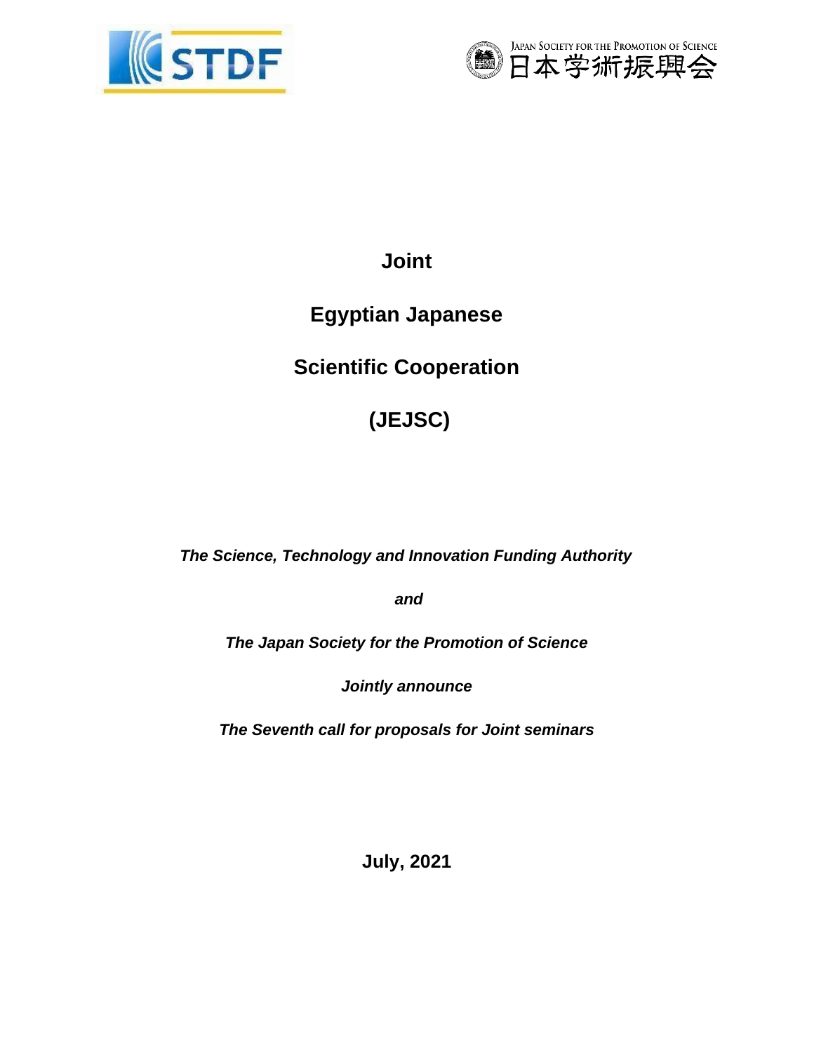# Joint

# Egyptian Japanese

# Scientific Cooperation

# (JEJSC)

***The Science, Technology and Innovation Funding Authority***

***and***

***The Japan Society for the Promotion of Science***

***Jointly announce***

***The Seventh call for proposals for Joint seminars***

**July, 2021**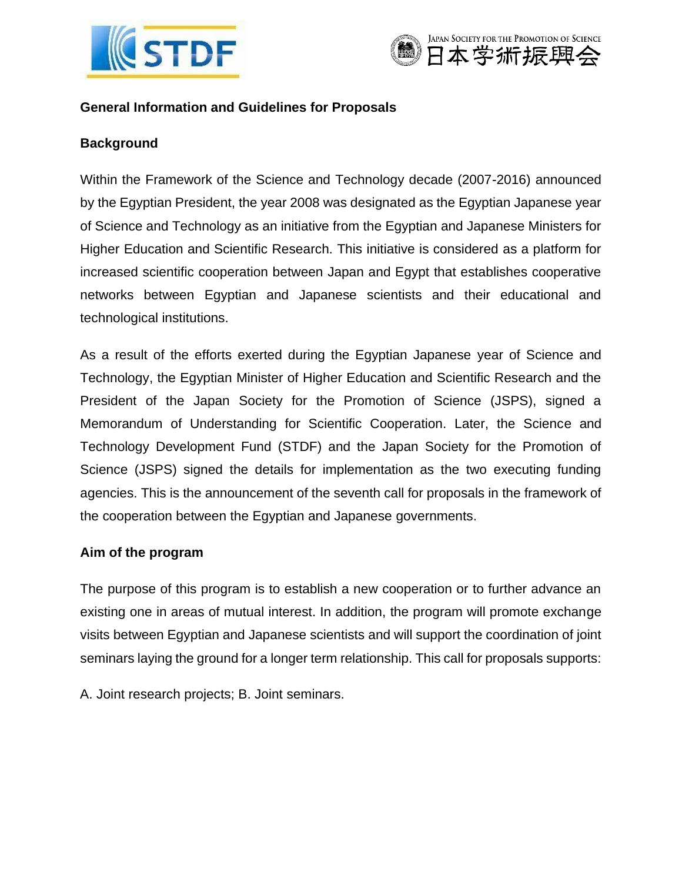## General Information and Guidelines for Proposals

### Background

Within the Framework of the Science and Technology decade (2007-2016) announced by the Egyptian President, the year 2008 was designated as the Egyptian Japanese year of Science and Technology as an initiative from the Egyptian and Japanese Ministers for Higher Education and Scientific Research. This initiative is considered as a platform for increased scientific cooperation between Japan and Egypt that establishes cooperative networks between Egyptian and Japanese scientists and their educational and technological institutions.

As a result of the efforts exerted during the Egyptian Japanese year of Science and Technology, the Egyptian Minister of Higher Education and Scientific Research and the President of the Japan Society for the Promotion of Science (JSPS), signed a Memorandum of Understanding for Scientific Cooperation. Later, the Science and Technology Development Fund (STDF) and the Japan Society for the Promotion of Science (JSPS) signed the details for implementation as the two executing funding agencies. This is the announcement of the seventh call for proposals in the framework of the cooperation between the Egyptian and Japanese governments.

### Aim of the program

The purpose of this program is to establish a new cooperation or to further advance an existing one in areas of mutual interest. In addition, the program will promote exchange visits between Egyptian and Japanese scientists and will support the coordination of joint seminars laying the ground for a longer term relationship. This call for proposals supports:

A. Joint research projects; B. Joint seminars.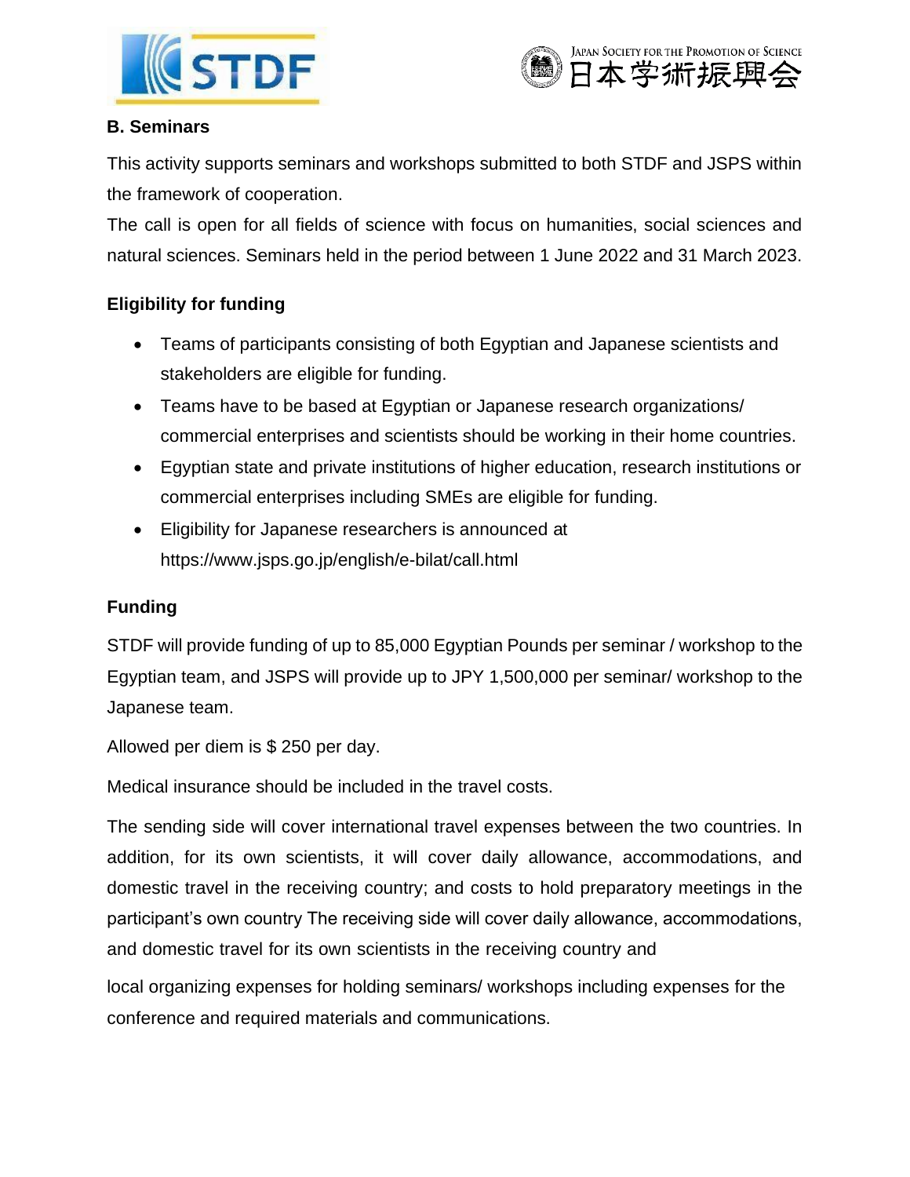## B. Seminars

This activity supports seminars and workshops submitted to both STDF and JSPS within the framework of cooperation.

The call is open for all fields of science with focus on humanities, social sciences and natural sciences. Seminars held in the period between 1 June 2022 and 31 March 2023.

### Eligibility for funding

- Teams of participants consisting of both Egyptian and Japanese scientists and stakeholders are eligible for funding.
- Teams have to be based at Egyptian or Japanese research organizations/ commercial enterprises and scientists should be working in their home countries.
- Egyptian state and private institutions of higher education, research institutions or commercial enterprises including SMEs are eligible for funding.
- Eligibility for Japanese researchers is announced at https://www.jsps.go.jp/english/e-bilat/call.html

### Funding

STDF will provide funding of up to 85,000 Egyptian Pounds per seminar / workshop to the Egyptian team, and JSPS will provide up to JPY 1,500,000 per seminar/ workshop to the Japanese team.

Allowed per diem is $ 250 per day.

Medical insurance should be included in the travel costs.

The sending side will cover international travel expenses between the two countries. In addition, for its own scientists, it will cover daily allowance, accommodations, and domestic travel in the receiving country; and costs to hold preparatory meetings in the participant's own country The receiving side will cover daily allowance, accommodations, and domestic travel for its own scientists in the receiving country and

local organizing expenses for holding seminars/ workshops including expenses for the conference and required materials and communications.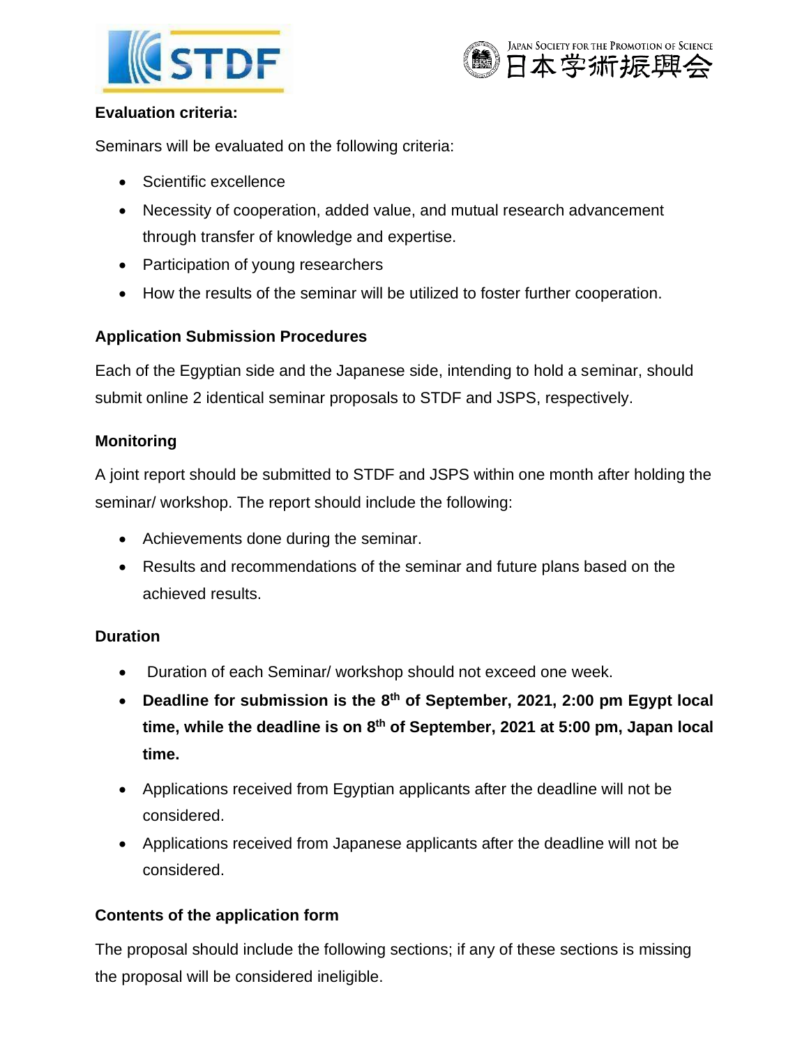### Evaluation criteria:

Seminars will be evaluated on the following criteria:

- Scientific excellence
- Necessity of cooperation, added value, and mutual research advancement through transfer of knowledge and expertise.
- Participation of young researchers
- How the results of the seminar will be utilized to foster further cooperation.

### Application Submission Procedures

Each of the Egyptian side and the Japanese side, intending to hold a seminar, should submit online 2 identical seminar proposals to STDF and JSPS, respectively.

### Monitoring

A joint report should be submitted to STDF and JSPS within one month after holding the seminar/ workshop. The report should include the following:

- Achievements done during the seminar.
- Results and recommendations of the seminar and future plans based on the achieved results.

### Duration

- Duration of each Seminar/ workshop should not exceed one week.
- **Deadline for submission is the 8th of September, 2021, 2:00 pm Egypt local time, while the deadline is on 8th of September, 2021 at 5:00 pm, Japan local time.**
- Applications received from Egyptian applicants after the deadline will not be considered.
- Applications received from Japanese applicants after the deadline will not be considered.

### Contents of the application form

The proposal should include the following sections; if any of these sections is missing the proposal will be considered ineligible.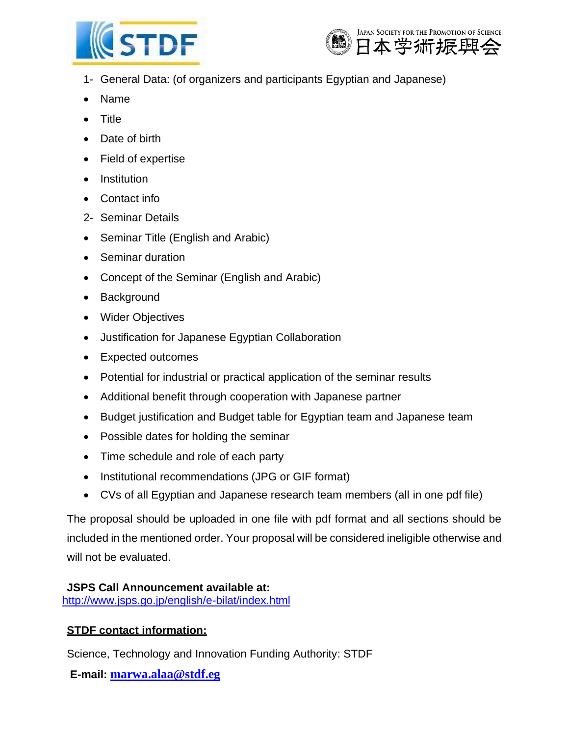1- General Data: (of organizers and participants Egyptian and Japanese)

- Name
- Title
- Date of birth
- Field of expertise
- Institution
- Contact info

2- Seminar Details

- Seminar Title (English and Arabic)
- Seminar duration
- Concept of the Seminar (English and Arabic)
- Background
- Wider Objectives
- Justification for Japanese Egyptian Collaboration
- Expected outcomes
- Potential for industrial or practical application of the seminar results
- Additional benefit through cooperation with Japanese partner
- Budget justification and Budget table for Egyptian team and Japanese team
- Possible dates for holding the seminar
- Time schedule and role of each party
- Institutional recommendations (JPG or GIF format)
- CVs of all Egyptian and Japanese research team members (all in one pdf file)

The proposal should be uploaded in one file with pdf format and all sections should be included in the mentioned order. Your proposal will be considered ineligible otherwise and will not be evaluated.

**JSPS Call Announcement available at:**
http://www.jsps.go.jp/english/e-bilat/index.html

**STDF contact information:**

Science, Technology and Innovation Funding Authority: STDF

**E-mail: marwa.alaa@stdf.eg**